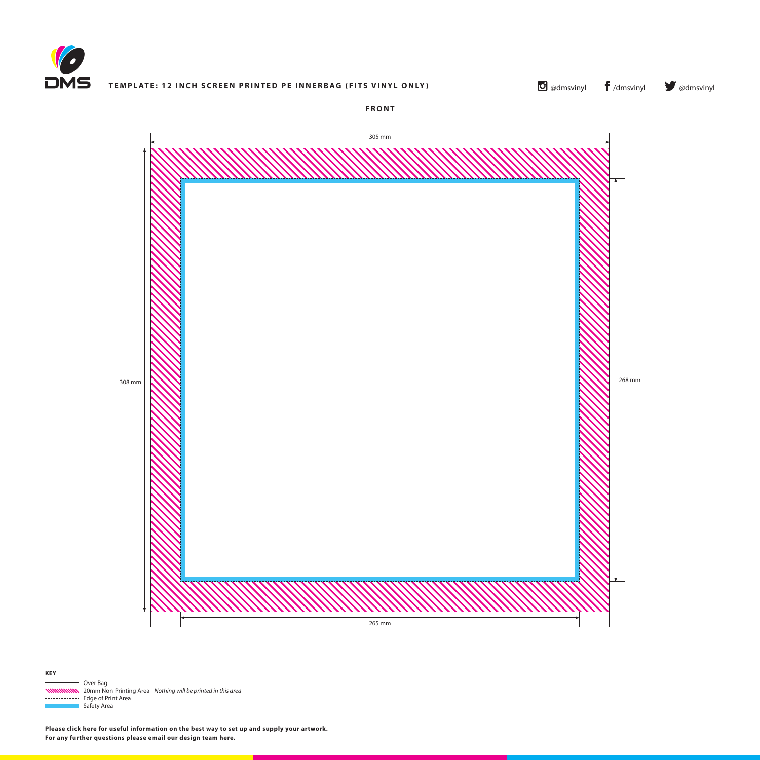# TEMPLATE: 12 INCH SCREEN PRINTED PE INNERBAG (FITS VINYL ONLY)

@dmsvinyl /dmsvinyl @dmsvinyl

## FRONT

305 mm

308 mm

268 mm

265 mm

**KEY**

- Over Bag
- 20mm Non-Printing Area - *Nothing will be printed in this area*
- Edge of Print Area
- Safety Area

**Please click here for useful information on the best way to set up and supply your artwork.**
**For any further questions please email our design team here.**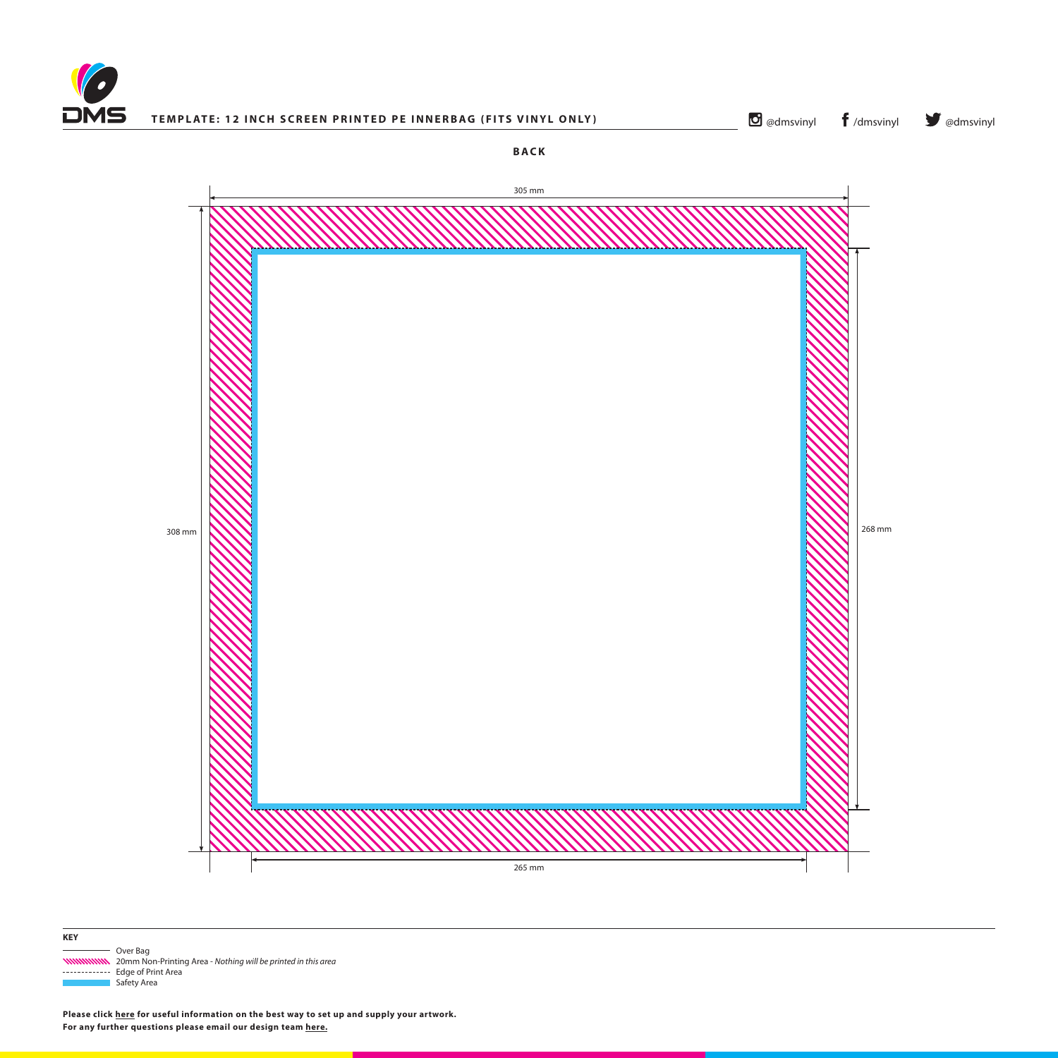**TEMPLATE: 12 INCH SCREEN PRINTED PE INNERBAG (FITS VINYL ONLY)**

@dmsvinyl /dmsvinyl @dmsvinyl

**BACK**

305 mm

308 mm

268 mm

265 mm

**KEY**

Over Bag

20mm Non-Printing Area - *Nothing will be printed in this area*

Edge of Print Area

Safety Area

**Please click here for useful information on the best way to set up and supply your artwork.**
**For any further questions please email our design team here.**